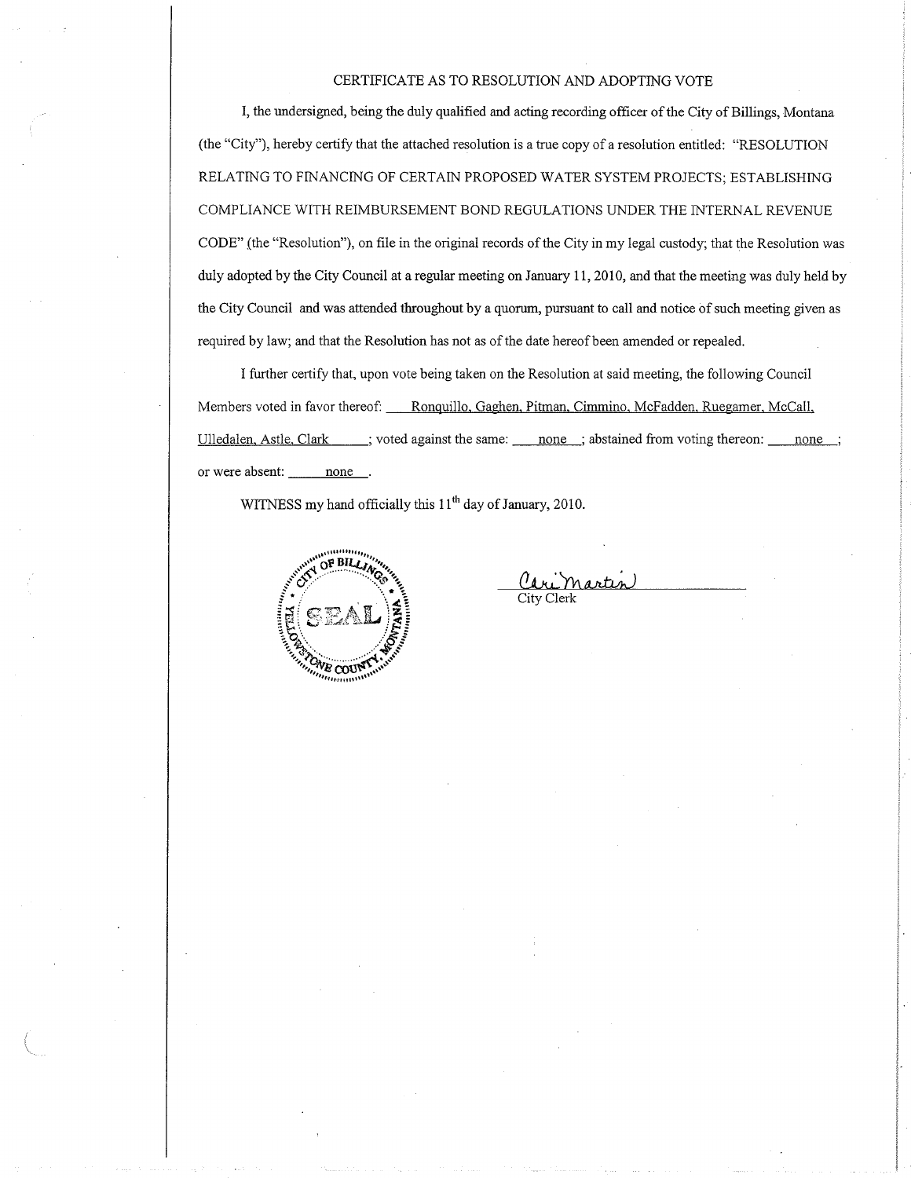# CERTIFICATE AS TO RESOLUTION AND ADOPTING VOTE

I, the undersigned, being the duly qualified and acting recording officer of the City of Billings, Montana (the "City"), hereby certify that the attached resolution is a true copy of a resolution entitled: "RESOLUTION RELATING TO FINANCING OF CERTAIN PROPOSED WATER SYSTEM PROJECTS; ESTABLISHING COMPLIANCE WITH REIMBURSEMENT BOND REGULATIONS UNDER THE INTERNAL REVENUE CODE" (the "Resolution"), on file in the original records of the City in my legal custody; that the Resolution was duly adopted by the City Council at a regular meeting on January 11, 2010, and that the meeting was duly held by the City Council and was attended throughout by a quorum, pursuant to call and notice of such meeting given as required by law; and that the Resolution has not as of the date hereof been amended or repealed.

I further certify that, upon vote being taken on the Resolution at said meeting, the following Council Members voted in favor thereof: Ronquillo, Gaghen, Pitman, Cimmino, McFadden, Ruegamer, McCall, Ulledalen, Astle, Clark; voted against the same: none; abstained from voting thereon: none; or were absent: none.

WITNESS my hand officially this 11th day of January, 2010.

(SEAL — City of Billings, Yellowstone County, Montana)

Cari Martin
City Clerk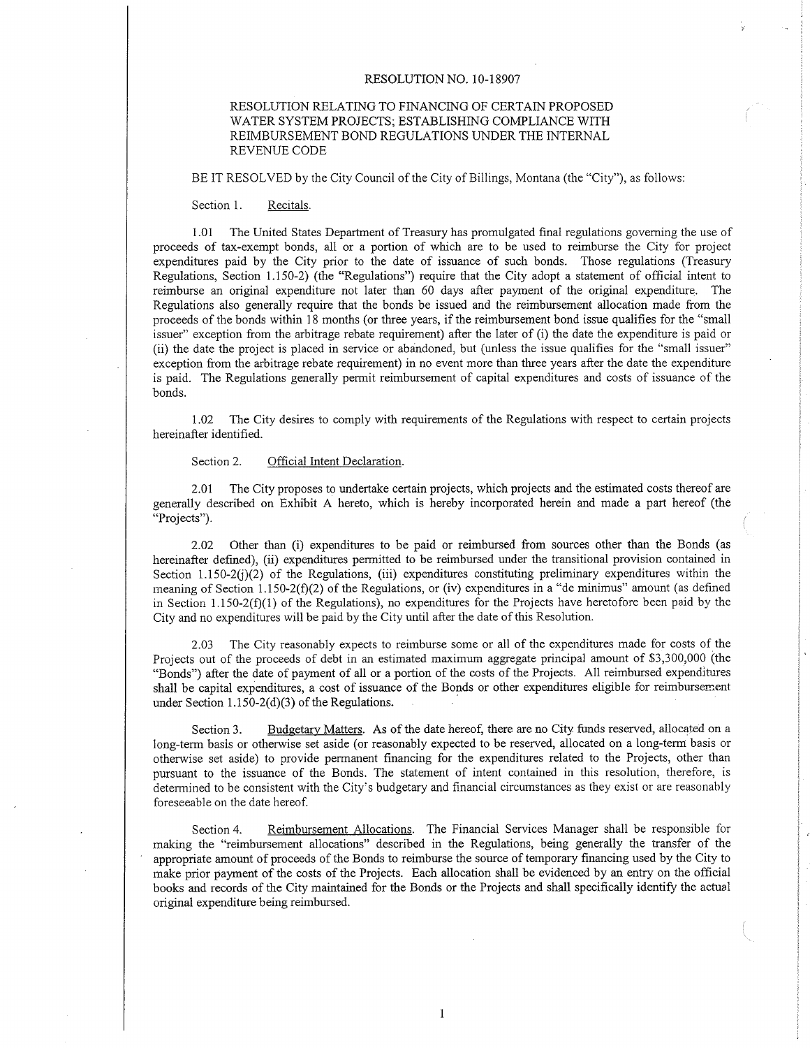RESOLUTION NO. 10-18907

RESOLUTION RELATING TO FINANCING OF CERTAIN PROPOSED WATER SYSTEM PROJECTS; ESTABLISHING COMPLIANCE WITH REIMBURSEMENT BOND REGULATIONS UNDER THE INTERNAL REVENUE CODE

BE IT RESOLVED by the City Council of the City of Billings, Montana (the "City"), as follows:

Section 1. Recitals.

1.01 The United States Department of Treasury has promulgated final regulations governing the use of proceeds of tax-exempt bonds, all or a portion of which are to be used to reimburse the City for project expenditures paid by the City prior to the date of issuance of such bonds. Those regulations (Treasury Regulations, Section 1.150-2) (the "Regulations") require that the City adopt a statement of official intent to reimburse an original expenditure not later than 60 days after payment of the original expenditure. The Regulations also generally require that the bonds be issued and the reimbursement allocation made from the proceeds of the bonds within 18 months (or three years, if the reimbursement bond issue qualifies for the "small issuer" exception from the arbitrage rebate requirement) after the later of (i) the date the expenditure is paid or (ii) the date the project is placed in service or abandoned, but (unless the issue qualifies for the "small issuer" exception from the arbitrage rebate requirement) in no event more than three years after the date the expenditure is paid. The Regulations generally permit reimbursement of capital expenditures and costs of issuance of the bonds.

1.02 The City desires to comply with requirements of the Regulations with respect to certain projects hereinafter identified.

Section 2. Official Intent Declaration.

2.01 The City proposes to undertake certain projects, which projects and the estimated costs thereof are generally described on Exhibit A hereto, which is hereby incorporated herein and made a part hereof (the "Projects").

2.02 Other than (i) expenditures to be paid or reimbursed from sources other than the Bonds (as hereinafter defined), (ii) expenditures permitted to be reimbursed under the transitional provision contained in Section 1.150-2(j)(2) of the Regulations, (iii) expenditures constituting preliminary expenditures within the meaning of Section 1.150-2(f)(2) of the Regulations, or (iv) expenditures in a "de minimus" amount (as defined in Section 1.150-2(f)(1) of the Regulations), no expenditures for the Projects have heretofore been paid by the City and no expenditures will be paid by the City until after the date of this Resolution.

2.03 The City reasonably expects to reimburse some or all of the expenditures made for costs of the Projects out of the proceeds of debt in an estimated maximum aggregate principal amount of $3,300,000 (the "Bonds") after the date of payment of all or a portion of the costs of the Projects. All reimbursed expenditures shall be capital expenditures, a cost of issuance of the Bonds or other expenditures eligible for reimbursement under Section 1.150-2(d)(3) of the Regulations.

Section 3. Budgetary Matters. As of the date hereof, there are no City funds reserved, allocated on a long-term basis or otherwise set aside (or reasonably expected to be reserved, allocated on a long-term basis or otherwise set aside) to provide permanent financing for the expenditures related to the Projects, other than pursuant to the issuance of the Bonds. The statement of intent contained in this resolution, therefore, is determined to be consistent with the City's budgetary and financial circumstances as they exist or are reasonably foreseeable on the date hereof.

Section 4. Reimbursement Allocations. The Financial Services Manager shall be responsible for making the "reimbursement allocations" described in the Regulations, being generally the transfer of the appropriate amount of proceeds of the Bonds to reimburse the source of temporary financing used by the City to make prior payment of the costs of the Projects. Each allocation shall be evidenced by an entry on the official books and records of the City maintained for the Bonds or the Projects and shall specifically identify the actual original expenditure being reimbursed.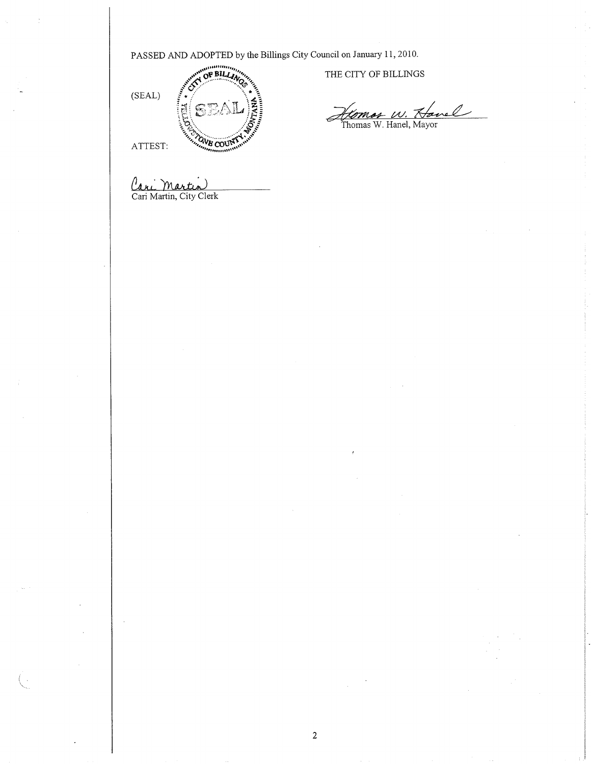PASSED AND ADOPTED by the Billings City Council on January 11, 2010.

(SEAL)

THE CITY OF BILLINGS

Thomas W. Hanel

Thomas W. Hanel, Mayor

ATTEST:

Cari Martin

Cari Martin, City Clerk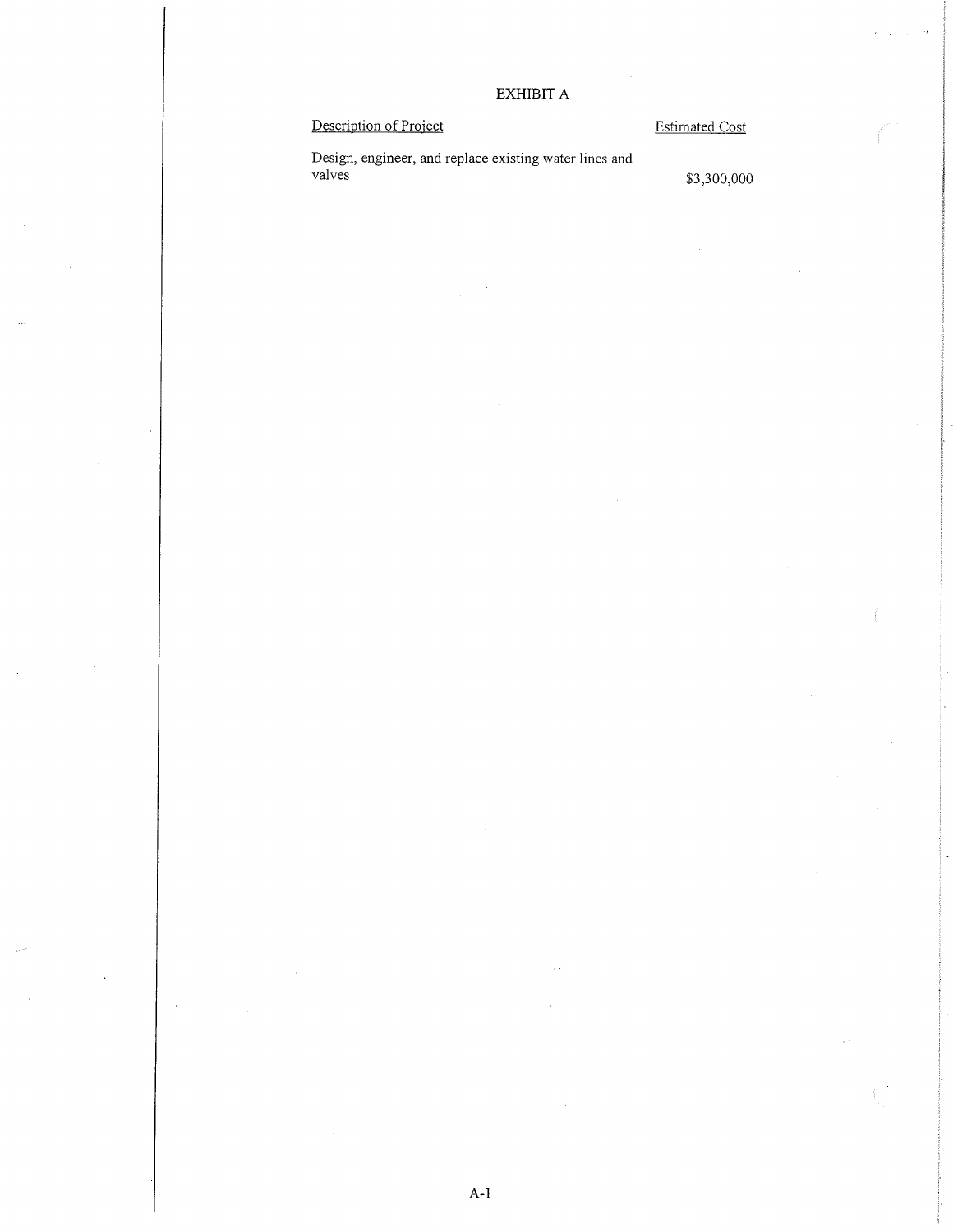# EXHIBIT A

| Description of Project | Estimated Cost |
| --- | --- |
| Design, engineer, and replace existing water lines and valves | $3,300,000 |